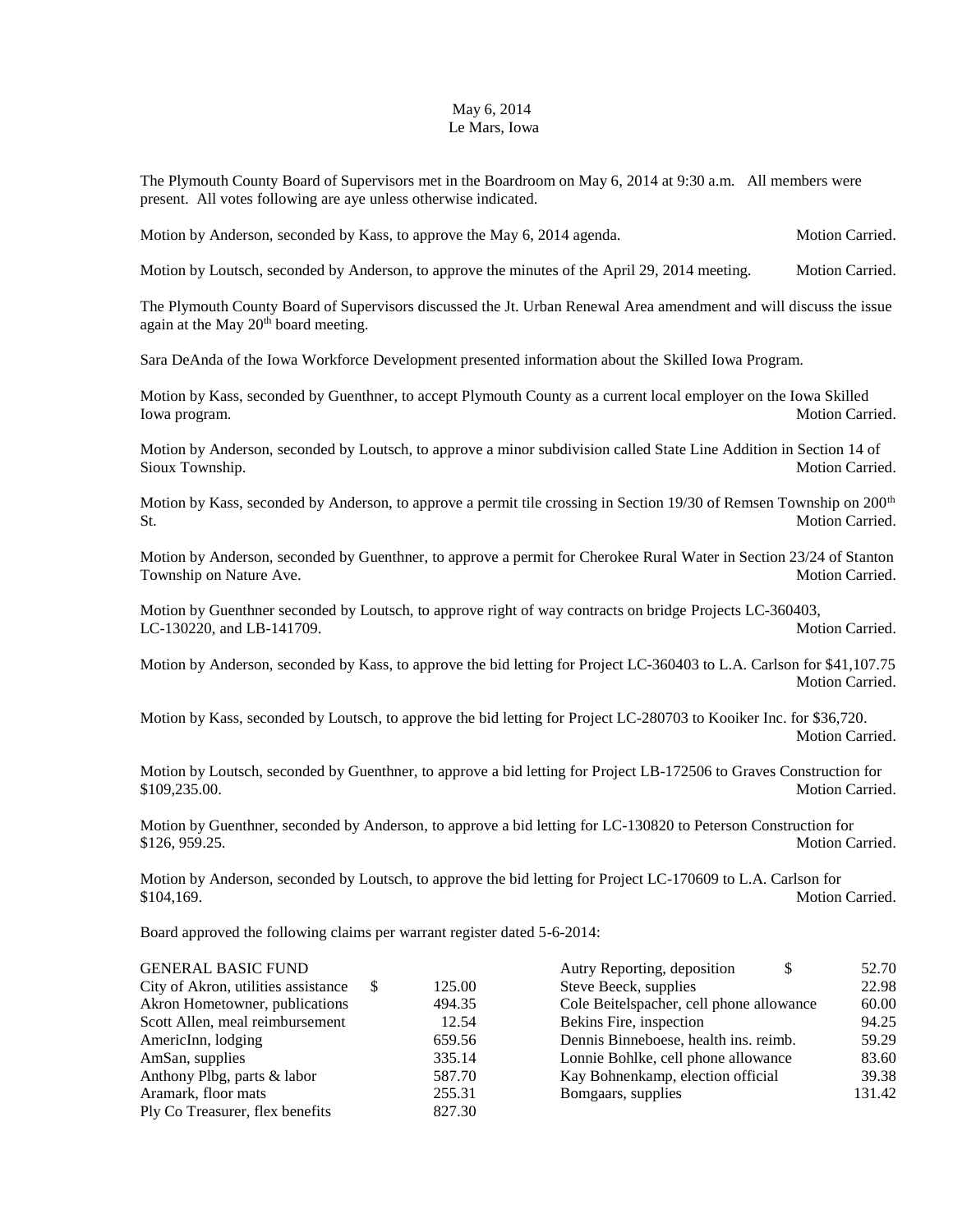May 6, 2014
Le Mars, Iowa

The Plymouth County Board of Supervisors met in the Boardroom on May 6, 2014 at 9:30 a.m. All members were present. All votes following are aye unless otherwise indicated.

Motion by Anderson, seconded by Kass, to approve the May 6, 2014 agenda. Motion Carried.

Motion by Loutsch, seconded by Anderson, to approve the minutes of the April 29, 2014 meeting. Motion Carried.

The Plymouth County Board of Supervisors discussed the Jt. Urban Renewal Area amendment and will discuss the issue again at the May 20th board meeting.

Sara DeAnda of the Iowa Workforce Development presented information about the Skilled Iowa Program.

Motion by Kass, seconded by Guenthner, to accept Plymouth County as a current local employer on the Iowa Skilled Iowa program. Motion Carried.

Motion by Anderson, seconded by Loutsch, to approve a minor subdivision called State Line Addition in Section 14 of Sioux Township. Motion Carried.

Motion by Kass, seconded by Anderson, to approve a permit tile crossing in Section 19/30 of Remsen Township on 200th St. Motion Carried.

Motion by Anderson, seconded by Guenthner, to approve a permit for Cherokee Rural Water in Section 23/24 of Stanton Township on Nature Ave. Motion Carried.

Motion by Guenthner seconded by Loutsch, to approve right of way contracts on bridge Projects LC-360403, LC-130220, and LB-141709. Motion Carried.

Motion by Anderson, seconded by Kass, to approve the bid letting for Project LC-360403 to L.A. Carlson for $41,107.75 Motion Carried.

Motion by Kass, seconded by Loutsch, to approve the bid letting for Project LC-280703 to Kooiker Inc. for $36,720. Motion Carried.

Motion by Loutsch, seconded by Guenthner, to approve a bid letting for Project LB-172506 to Graves Construction for $109,235.00. Motion Carried.

Motion by Guenthner, seconded by Anderson, to approve a bid letting for LC-130820 to Peterson Construction for $126, 959.25. Motion Carried.

Motion by Anderson, seconded by Loutsch, to approve the bid letting for Project LC-170609 to L.A. Carlson for $104,169. Motion Carried.

Board approved the following claims per warrant register dated 5-6-2014:

| GENERAL BASIC FUND | |
|---|---|
| City of Akron, utilities assistance | $ 125.00 |
| Akron Hometowner, publications | 494.35 |
| Scott Allen, meal reimbursement | 12.54 |
| AmericInn, lodging | 659.56 |
| AmSan, supplies | 335.14 |
| Anthony Plbg, parts & labor | 587.70 |
| Aramark, floor mats | 255.31 |
| Ply Co Treasurer, flex benefits | 827.30 |
| Autry Reporting, deposition | $ 52.70 |
| Steve Beeck, supplies | 22.98 |
| Cole Beitelspacher, cell phone allowance | 60.00 |
| Bekins Fire, inspection | 94.25 |
| Dennis Binneboese, health ins. reimb. | 59.29 |
| Lonnie Bohlke, cell phone allowance | 83.60 |
| Kay Bohnenkamp, election official | 39.38 |
| Bomgaars, supplies | 131.42 |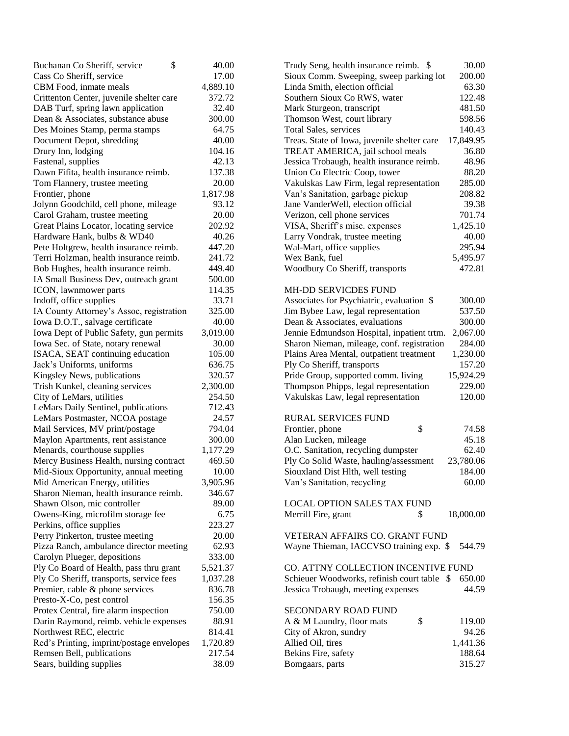| | |
|---|---|
| Buchanan Co Sheriff, service | $ 40.00 |
| Cass Co Sheriff, service | 17.00 |
| CBM Food, inmate meals | 4,889.10 |
| Crittenton Center, juvenile shelter care | 372.72 |
| DAB Turf, spring lawn application | 32.40 |
| Dean & Associates, substance abuse | 300.00 |
| Des Moines Stamp, perma stamps | 64.75 |
| Document Depot, shredding | 40.00 |
| Drury Inn, lodging | 104.16 |
| Fastenal, supplies | 42.13 |
| Dawn Fifita, health insurance reimb. | 137.38 |
| Tom Flannery, trustee meeting | 20.00 |
| Frontier, phone | 1,817.98 |
| Jolynn Goodchild, cell phone, mileage | 93.12 |
| Carol Graham, trustee meeting | 20.00 |
| Great Plains Locator, locating service | 202.92 |
| Hardware Hank, bulbs & WD40 | 40.26 |
| Pete Holtgrew, health insurance reimb. | 447.20 |
| Terri Holzman, health insurance reimb. | 241.72 |
| Bob Hughes, health insurance reimb. | 449.40 |
| IA Small Business Dev, outreach grant | 500.00 |
| ICON, lawnmower parts | 114.35 |
| Indoff, office supplies | 33.71 |
| IA County Attorney's Assoc, registration | 325.00 |
| Iowa D.O.T., salvage certificate | 40.00 |
| Iowa Dept of Public Safety, gun permits | 3,019.00 |
| Iowa Sec. of State, notary renewal | 30.00 |
| ISACA, SEAT continuing education | 105.00 |
| Jack's Uniforms, uniforms | 636.75 |
| Kingsley News, publications | 320.57 |
| Trish Kunkel, cleaning services | 2,300.00 |
| City of LeMars, utilities | 254.50 |
| LeMars Daily Sentinel, publications | 712.43 |
| LeMars Postmaster, NCOA postage | 24.57 |
| Mail Services, MV print/postage | 794.04 |
| Maylon Apartments, rent assistance | 300.00 |
| Menards, courthouse supplies | 1,177.29 |
| Mercy Business Health, nursing contract | 469.50 |
| Mid-Sioux Opportunity, annual meeting | 10.00 |
| Mid American Energy, utilities | 3,905.96 |
| Sharon Nieman, health insurance reimb. | 346.67 |
| Shawn Olson, mic controller | 89.00 |
| Owens-King, microfilm storage fee | 6.75 |
| Perkins, office supplies | 223.27 |
| Perry Pinkerton, trustee meeting | 20.00 |
| Pizza Ranch, ambulance director meeting | 62.93 |
| Carolyn Plueger, depositions | 333.00 |
| Ply Co Board of Health, pass thru grant | 5,521.37 |
| Ply Co Sheriff, transports, service fees | 1,037.28 |
| Premier, cable & phone services | 836.78 |
| Presto-X-Co, pest control | 156.35 |
| Protex Central, fire alarm inspection | 750.00 |
| Darin Raymond, reimb. vehicle expenses | 88.91 |
| Northwest REC, electric | 814.41 |
| Red's Printing, imprint/postage envelopes | 1,720.89 |
| Remsen Bell, publications | 217.54 |
| Sears, building supplies | 38.09 |
| Trudy Seng, health insurance reimb. | $ 30.00 |
| Sioux Comm. Sweeping, sweep parking lot | 200.00 |
| Linda Smith, election official | 63.30 |
| Southern Sioux Co RWS, water | 122.48 |
| Mark Sturgeon, transcript | 481.50 |
| Thomson West, court library | 598.56 |
| Total Sales, services | 140.43 |
| Treas. State of Iowa, juvenile shelter care | 17,849.95 |
| TREAT AMERICA, jail school meals | 36.80 |
| Jessica Trobaugh, health insurance reimb. | 48.96 |
| Union Co Electric Coop, tower | 88.20 |
| Vakulskas Law Firm, legal representation | 285.00 |
| Van's Sanitation, garbage pickup | 208.82 |
| Jane VanderWell, election official | 39.38 |
| Verizon, cell phone services | 701.74 |
| VISA, Sheriff's misc. expenses | 1,425.10 |
| Larry Vondrak, trustee meeting | 40.00 |
| Wal-Mart, office supplies | 295.94 |
| Wex Bank, fuel | 5,495.97 |
| Woodbury Co Sheriff, transports | 472.81 |

MH-DD SERVICDES FUND

| | |
|---|---|
| Associates for Psychiatric, evaluation | $ 300.00 |
| Jim Bybee Law, legal representation | 537.50 |
| Dean & Associates, evaluations | 300.00 |
| Jennie Edmundson Hospital, inpatient trtm. | 2,067.00 |
| Sharon Nieman, mileage, conf. registration | 284.00 |
| Plains Area Mental, outpatient treatment | 1,230.00 |
| Ply Co Sheriff, transports | 157.20 |
| Pride Group, supported comm. living | 15,924.29 |
| Thompson Phipps, legal representation | 229.00 |
| Vakulskas Law, legal representation | 120.00 |

RURAL SERVICES FUND

| | |
|---|---|
| Frontier, phone | $ 74.58 |
| Alan Lucken, mileage | 45.18 |
| O.C. Sanitation, recycling dumpster | 62.40 |
| Ply Co Solid Waste, hauling/assessment | 23,780.06 |
| Siouxland Dist Hlth, well testing | 184.00 |
| Van's Sanitation, recycling | 60.00 |

LOCAL OPTION SALES TAX FUND

| | |
|---|---|
| Merrill Fire, grant | $ 18,000.00 |

VETERAN AFFAIRS CO. GRANT FUND

| | |
|---|---|
| Wayne Thieman, IACCVSO training exp. | $ 544.79 |

CO. ATTNY COLLECTION INCENTIVE FUND

| | |
|---|---|
| Schieuer Woodworks, refinish court table | $ 650.00 |
| Jessica Trobaugh, meeting expenses | 44.59 |

SECONDARY ROAD FUND

| | |
|---|---|
| A & M Laundry, floor mats | $ 119.00 |
| City of Akron, sundry | 94.26 |
| Allied Oil, tires | 1,441.36 |
| Bekins Fire, safety | 188.64 |
| Bomgaars, parts | 315.27 |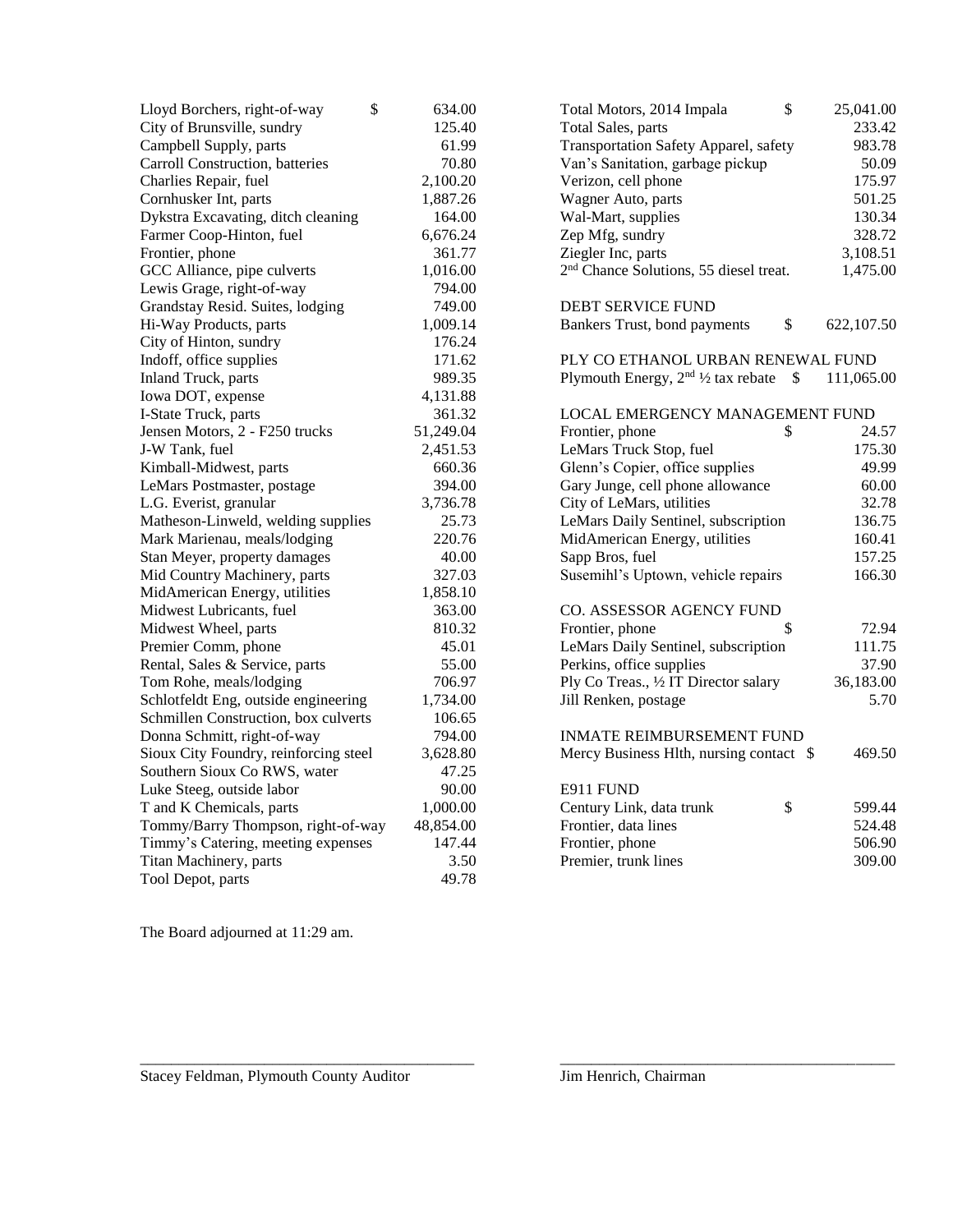| | |
|---|---|
| Lloyd Borchers, right-of-way | $ 634.00 |
| City of Brunsville, sundry | 125.40 |
| Campbell Supply, parts | 61.99 |
| Carroll Construction, batteries | 70.80 |
| Charlies Repair, fuel | 2,100.20 |
| Cornhusker Int, parts | 1,887.26 |
| Dykstra Excavating, ditch cleaning | 164.00 |
| Farmer Coop-Hinton, fuel | 6,676.24 |
| Frontier, phone | 361.77 |
| GCC Alliance, pipe culverts | 1,016.00 |
| Lewis Grage, right-of-way | 794.00 |
| Grandstay Resid. Suites, lodging | 749.00 |
| Hi-Way Products, parts | 1,009.14 |
| City of Hinton, sundry | 176.24 |
| Indoff, office supplies | 171.62 |
| Inland Truck, parts | 989.35 |
| Iowa DOT, expense | 4,131.88 |
| I-State Truck, parts | 361.32 |
| Jensen Motors, 2 - F250 trucks | 51,249.04 |
| J-W Tank, fuel | 2,451.53 |
| Kimball-Midwest, parts | 660.36 |
| LeMars Postmaster, postage | 394.00 |
| L.G. Everist, granular | 3,736.78 |
| Matheson-Linweld, welding supplies | 25.73 |
| Mark Marienau, meals/lodging | 220.76 |
| Stan Meyer, property damages | 40.00 |
| Mid Country Machinery, parts | 327.03 |
| MidAmerican Energy, utilities | 1,858.10 |
| Midwest Lubricants, fuel | 363.00 |
| Midwest Wheel, parts | 810.32 |
| Premier Comm, phone | 45.01 |
| Rental, Sales & Service, parts | 55.00 |
| Tom Rohe, meals/lodging | 706.97 |
| Schlotfeldt Eng, outside engineering | 1,734.00 |
| Schmillen Construction, box culverts | 106.65 |
| Donna Schmitt, right-of-way | 794.00 |
| Sioux City Foundry, reinforcing steel | 3,628.80 |
| Southern Sioux Co RWS, water | 47.25 |
| Luke Steeg, outside labor | 90.00 |
| T and K Chemicals, parts | 1,000.00 |
| Tommy/Barry Thompson, right-of-way | 48,854.00 |
| Timmy's Catering, meeting expenses | 147.44 |
| Titan Machinery, parts | 3.50 |
| Tool Depot, parts | 49.78 |
| Total Motors, 2014 Impala | $ 25,041.00 |
| Total Sales, parts | 233.42 |
| Transportation Safety Apparel, safety | 983.78 |
| Van's Sanitation, garbage pickup | 50.09 |
| Verizon, cell phone | 175.97 |
| Wagner Auto, parts | 501.25 |
| Wal-Mart, supplies | 130.34 |
| Zep Mfg, sundry | 328.72 |
| Ziegler Inc, parts | 3,108.51 |
| 2nd Chance Solutions, 55 diesel treat. | 1,475.00 |

DEBT SERVICE FUND

| | |
|---|---|
| Bankers Trust, bond payments | $ 622,107.50 |

PLY CO ETHANOL URBAN RENEWAL FUND

| | |
|---|---|
| Plymouth Energy, 2nd ½ tax rebate | $ 111,065.00 |

LOCAL EMERGENCY MANAGEMENT FUND

| | |
|---|---|
| Frontier, phone | $ 24.57 |
| LeMars Truck Stop, fuel | 175.30 |
| Glenn's Copier, office supplies | 49.99 |
| Gary Junge, cell phone allowance | 60.00 |
| City of LeMars, utilities | 32.78 |
| LeMars Daily Sentinel, subscription | 136.75 |
| MidAmerican Energy, utilities | 160.41 |
| Sapp Bros, fuel | 157.25 |
| Susemihl's Uptown, vehicle repairs | 166.30 |

CO. ASSESSOR AGENCY FUND

| | |
|---|---|
| Frontier, phone | $ 72.94 |
| LeMars Daily Sentinel, subscription | 111.75 |
| Perkins, office supplies | 37.90 |
| Ply Co Treas., ½ IT Director salary | 36,183.00 |
| Jill Renken, postage | 5.70 |

INMATE REIMBURSEMENT FUND

| | |
|---|---|
| Mercy Business Hlth, nursing contact | $ 469.50 |

E911 FUND

| | |
|---|---|
| Century Link, data trunk | $ 599.44 |
| Frontier, data lines | 524.48 |
| Frontier, phone | 506.90 |
| Premier, trunk lines | 309.00 |

The Board adjourned at 11:29 am.

\_\_\_\_\_\_\_\_\_\_\_\_\_\_\_\_\_\_\_\_\_\_\_\_\_\_\_\_\_\_\_\_\_\_\_\_\_\_\_\_
Stacey Feldman, Plymouth County Auditor

\_\_\_\_\_\_\_\_\_\_\_\_\_\_\_\_\_\_\_\_\_\_\_\_\_\_\_\_\_\_\_\_\_\_\_\_\_\_\_\_
Jim Henrich, Chairman